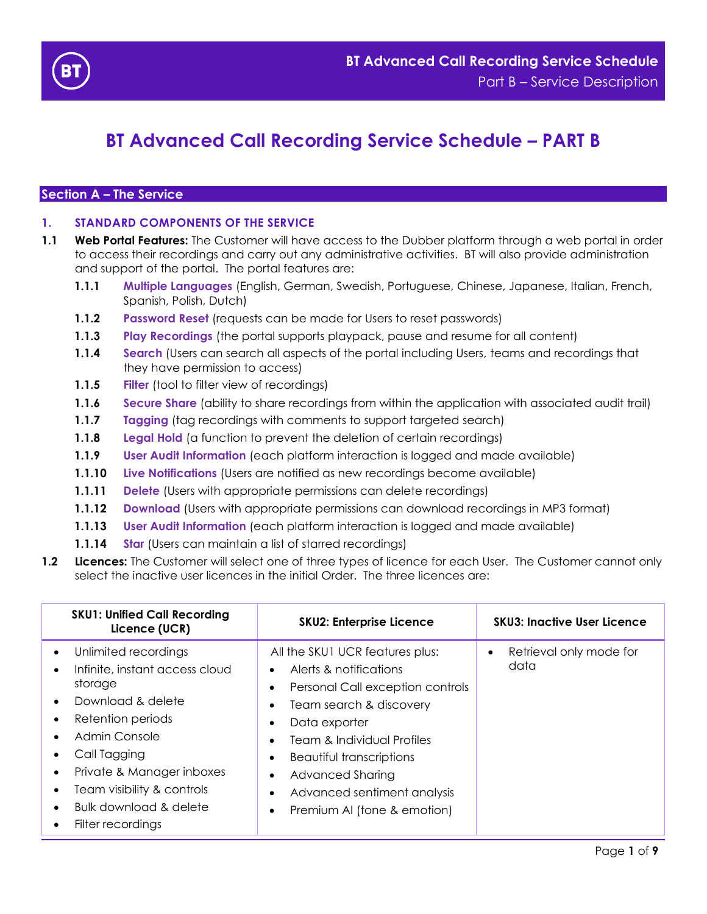# BT Advanced Call Recording Service Schedule – PART B

## Section A – The Service

### 1. STANDARD COMPONENTS OF THE SERVICE

**1.1** **Web Portal Features:** The Customer will have access to the Dubber platform through a web portal in order to access their recordings and carry out any administrative activities. BT will also provide administration and support of the portal. The portal features are:

- **1.1.1** **Multiple Languages** (English, German, Swedish, Portuguese, Chinese, Japanese, Italian, French, Spanish, Polish, Dutch)
- **1.1.2** **Password Reset** (requests can be made for Users to reset passwords)
- **1.1.3** **Play Recordings** (the portal supports playpack, pause and resume for all content)
- **1.1.4** **Search** (Users can search all aspects of the portal including Users, teams and recordings that they have permission to access)
- **1.1.5** **Filter** (tool to filter view of recordings)
- **1.1.6** **Secure Share** (ability to share recordings from within the application with associated audit trail)
- **1.1.7** **Tagging** (tag recordings with comments to support targeted search)
- **1.1.8** **Legal Hold** (a function to prevent the deletion of certain recordings)
- **1.1.9** **User Audit Information** (each platform interaction is logged and made available)
- **1.1.10** **Live Notifications** (Users are notified as new recordings become available)
- **1.1.11** **Delete** (Users with appropriate permissions can delete recordings)
- **1.1.12** **Download** (Users with appropriate permissions can download recordings in MP3 format)
- **1.1.13** **User Audit Information** (each platform interaction is logged and made available)
- **1.1.14** **Star** (Users can maintain a list of starred recordings)

**1.2** **Licences:** The Customer will select one of three types of licence for each User. The Customer cannot only select the inactive user licences in the initial Order. The three licences are:

| SKU1: Unified Call Recording Licence (UCR) | SKU2: Enterprise Licence | SKU3: Inactive User Licence |
|---|---|---|
| • Unlimited recordings<br>• Infinite, instant access cloud storage<br>• Download & delete<br>• Retention periods<br>• Admin Console<br>• Call Tagging<br>• Private & Manager inboxes<br>• Team visibility & controls<br>• Bulk download & delete<br>• Filter recordings | All the SKU1 UCR features plus:<br>• Alerts & notifications<br>• Personal Call exception controls<br>• Team search & discovery<br>• Data exporter<br>• Team & Individual Profiles<br>• Beautiful transcriptions<br>• Advanced Sharing<br>• Advanced sentiment analysis<br>• Premium AI (tone & emotion) | • Retrieval only mode for data |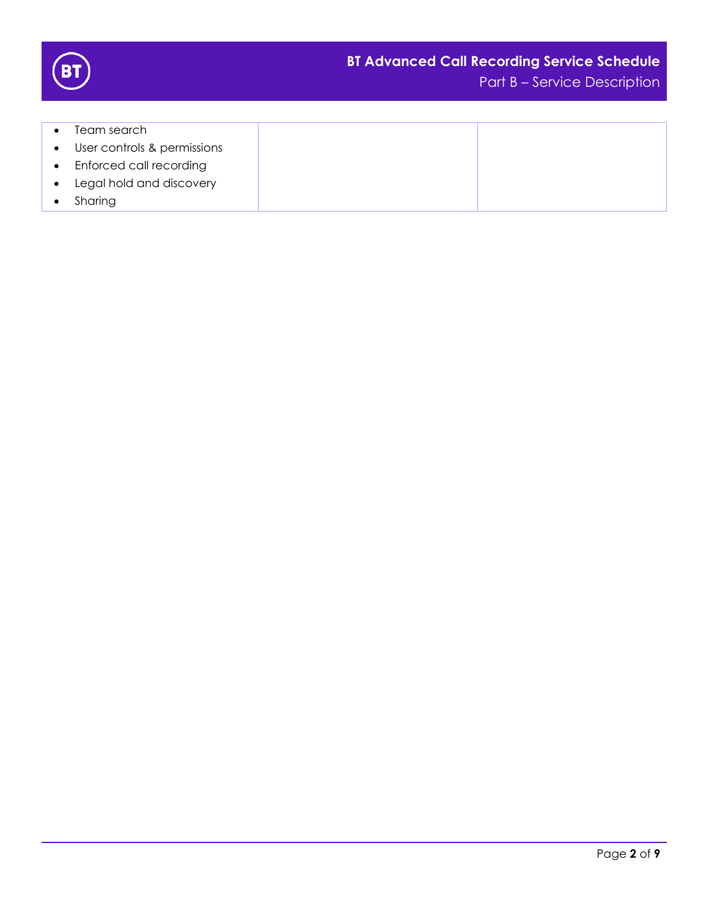| | | |
|---|---|---|
| • Team search<br>• User controls & permissions<br>• Enforced call recording<br>• Legal hold and discovery<br>• Sharing | | |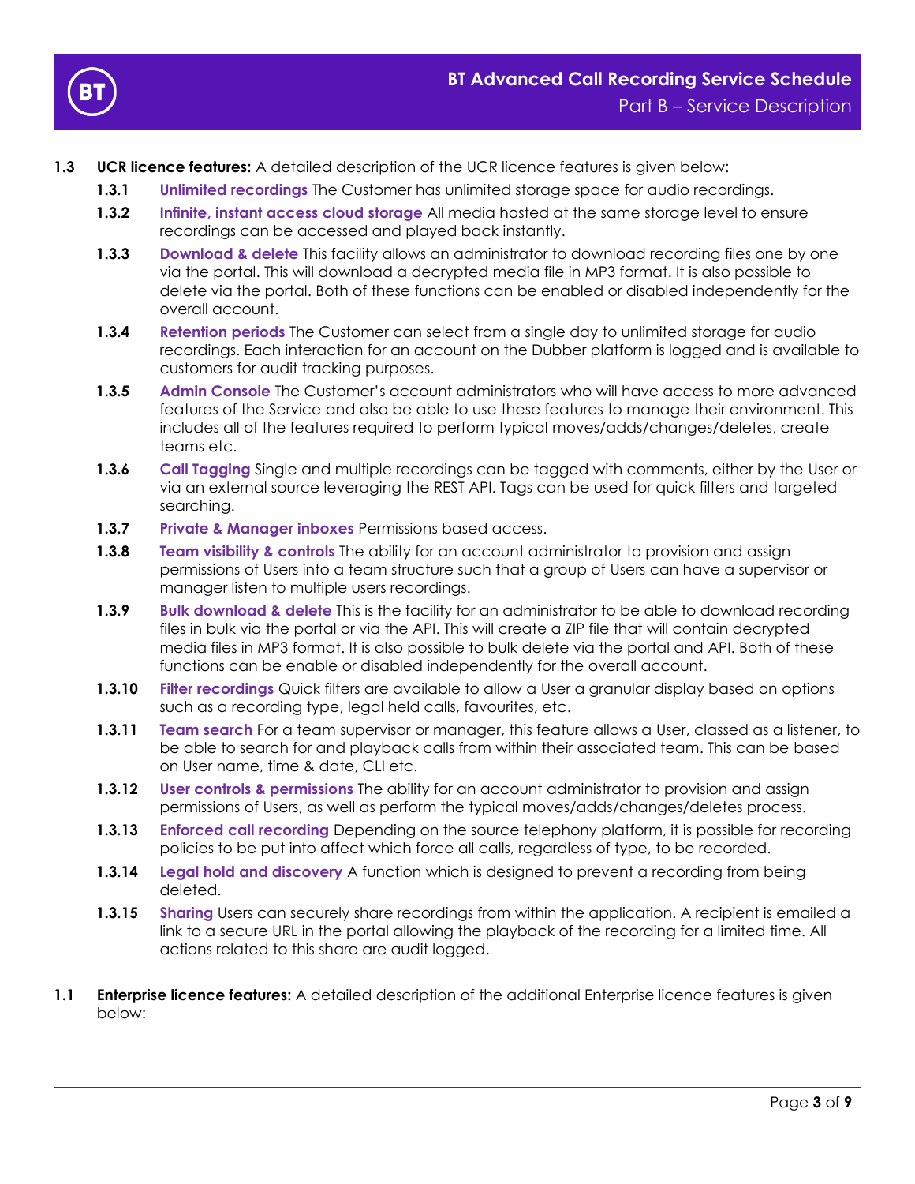**1.3 UCR licence features:** A detailed description of the UCR licence features is given below:

- **1.3.1** **Unlimited recordings** The Customer has unlimited storage space for audio recordings.
- **1.3.2** **Infinite, instant access cloud storage** All media hosted at the same storage level to ensure recordings can be accessed and played back instantly.
- **1.3.3** **Download & delete** This facility allows an administrator to download recording files one by one via the portal. This will download a decrypted media file in MP3 format. It is also possible to delete via the portal. Both of these functions can be enabled or disabled independently for the overall account.
- **1.3.4** **Retention periods** The Customer can select from a single day to unlimited storage for audio recordings. Each interaction for an account on the Dubber platform is logged and is available to customers for audit tracking purposes.
- **1.3.5** **Admin Console** The Customer's account administrators who will have access to more advanced features of the Service and also be able to use these features to manage their environment. This includes all of the features required to perform typical moves/adds/changes/deletes, create teams etc.
- **1.3.6** **Call Tagging** Single and multiple recordings can be tagged with comments, either by the User or via an external source leveraging the REST API. Tags can be used for quick filters and targeted searching.
- **1.3.7** **Private & Manager inboxes** Permissions based access.
- **1.3.8** **Team visibility & controls** The ability for an account administrator to provision and assign permissions of Users into a team structure such that a group of Users can have a supervisor or manager listen to multiple users recordings.
- **1.3.9** **Bulk download & delete** This is the facility for an administrator to be able to download recording files in bulk via the portal or via the API. This will create a ZIP file that will contain decrypted media files in MP3 format. It is also possible to bulk delete via the portal and API. Both of these functions can be enable or disabled independently for the overall account.
- **1.3.10** **Filter recordings** Quick filters are available to allow a User a granular display based on options such as a recording type, legal held calls, favourites, etc.
- **1.3.11** **Team search** For a team supervisor or manager, this feature allows a User, classed as a listener, to be able to search for and playback calls from within their associated team. This can be based on User name, time & date, CLI etc.
- **1.3.12** **User controls & permissions** The ability for an account administrator to provision and assign permissions of Users, as well as perform the typical moves/adds/changes/deletes process.
- **1.3.13** **Enforced call recording** Depending on the source telephony platform, it is possible for recording policies to be put into affect which force all calls, regardless of type, to be recorded.
- **1.3.14** **Legal hold and discovery** A function which is designed to prevent a recording from being deleted.
- **1.3.15** **Sharing** Users can securely share recordings from within the application. A recipient is emailed a link to a secure URL in the portal allowing the playback of the recording for a limited time. All actions related to this share are audit logged.

**1.1 Enterprise licence features:** A detailed description of the additional Enterprise licence features is given below: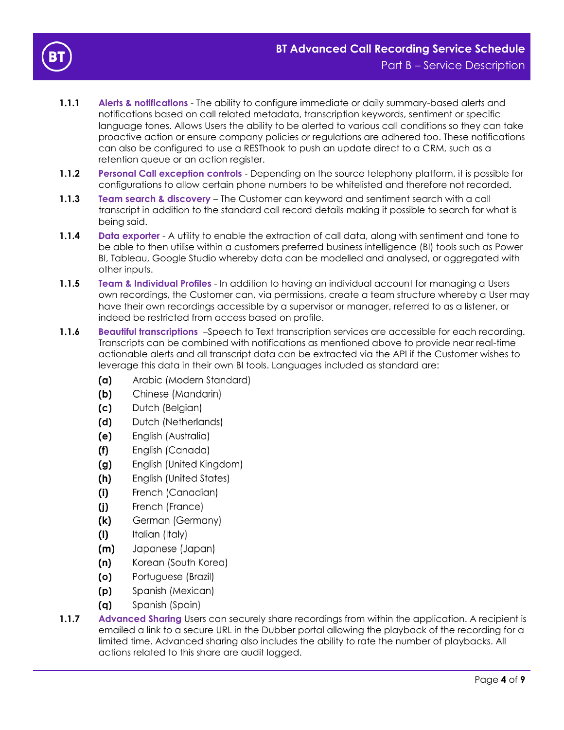**1.1.1** **Alerts & notifications** - The ability to configure immediate or daily summary-based alerts and notifications based on call related metadata, transcription keywords, sentiment or specific language tones. Allows Users the ability to be alerted to various call conditions so they can take proactive action or ensure company policies or regulations are adhered too. These notifications can also be configured to use a RESThook to push an update direct to a CRM, such as a retention queue or an action register.

**1.1.2** **Personal Call exception controls** - Depending on the source telephony platform, it is possible for configurations to allow certain phone numbers to be whitelisted and therefore not recorded.

**1.1.3** **Team search & discovery** – The Customer can keyword and sentiment search with a call transcript in addition to the standard call record details making it possible to search for what is being said.

**1.1.4** **Data exporter** - A utility to enable the extraction of call data, along with sentiment and tone to be able to then utilise within a customers preferred business intelligence (BI) tools such as Power BI, Tableau, Google Studio whereby data can be modelled and analysed, or aggregated with other inputs.

**1.1.5** **Team & Individual Profiles** - In addition to having an individual account for managing a Users own recordings, the Customer can, via permissions, create a team structure whereby a User may have their own recordings accessible by a supervisor or manager, referred to as a listener, or indeed be restricted from access based on profile.

**1.1.6** **Beautiful transcriptions** –Speech to Text transcription services are accessible for each recording. Transcripts can be combined with notifications as mentioned above to provide near real-time actionable alerts and all transcript data can be extracted via the API if the Customer wishes to leverage this data in their own BI tools. Languages included as standard are:

- **(a)** Arabic (Modern Standard)
- **(b)** Chinese (Mandarin)
- **(c)** Dutch (Belgian)
- **(d)** Dutch (Netherlands)
- **(e)** English (Australia)
- **(f)** English (Canada)
- **(g)** English (United Kingdom)
- **(h)** English (United States)
- **(i)** French (Canadian)
- **(j)** French (France)
- **(k)** German (Germany)
- **(l)** Italian (Italy)
- **(m)** Japanese (Japan)
- **(n)** Korean (South Korea)
- **(o)** Portuguese (Brazil)
- **(p)** Spanish (Mexican)
- **(q)** Spanish (Spain)

**1.1.7** **Advanced Sharing** Users can securely share recordings from within the application. A recipient is emailed a link to a secure URL in the Dubber portal allowing the playback of the recording for a limited time. Advanced sharing also includes the ability to rate the number of playbacks. All actions related to this share are audit logged.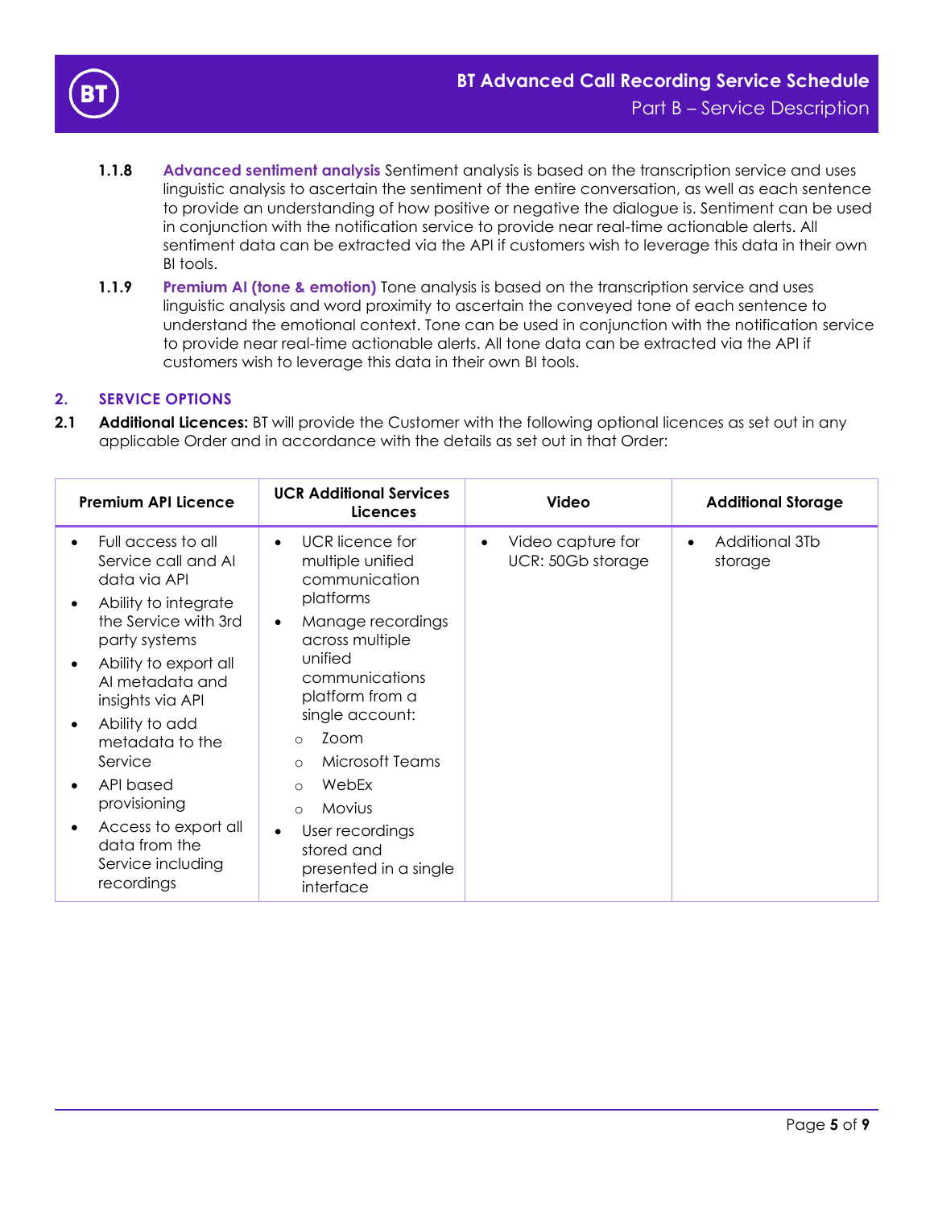**1.1.8 Advanced sentiment analysis** Sentiment analysis is based on the transcription service and uses linguistic analysis to ascertain the sentiment of the entire conversation, as well as each sentence to provide an understanding of how positive or negative the dialogue is. Sentiment can be used in conjunction with the notification service to provide near real-time actionable alerts. All sentiment data can be extracted via the API if customers wish to leverage this data in their own BI tools.

**1.1.9 Premium AI (tone & emotion)** Tone analysis is based on the transcription service and uses linguistic analysis and word proximity to ascertain the conveyed tone of each sentence to understand the emotional context. Tone can be used in conjunction with the notification service to provide near real-time actionable alerts. All tone data can be extracted via the API if customers wish to leverage this data in their own BI tools.

## 2. SERVICE OPTIONS

**2.1 Additional Licences:** BT will provide the Customer with the following optional licences as set out in any applicable Order and in accordance with the details as set out in that Order:

| Premium API Licence | UCR Additional Services Licences | Video | Additional Storage |
|---|---|---|---|
| • Full access to all Service call and AI data via API<br>• Ability to integrate the Service with 3rd party systems<br>• Ability to export all AI metadata and insights via API<br>• Ability to add metadata to the Service<br>• API based provisioning<br>• Access to export all data from the Service including recordings | • UCR licence for multiple unified communication platforms<br>• Manage recordings across multiple unified communications platform from a single account:<br>○ Zoom<br>○ Microsoft Teams<br>○ WebEx<br>○ Movius<br>• User recordings stored and presented in a single interface | • Video capture for UCR: 50Gb storage | • Additional 3Tb storage |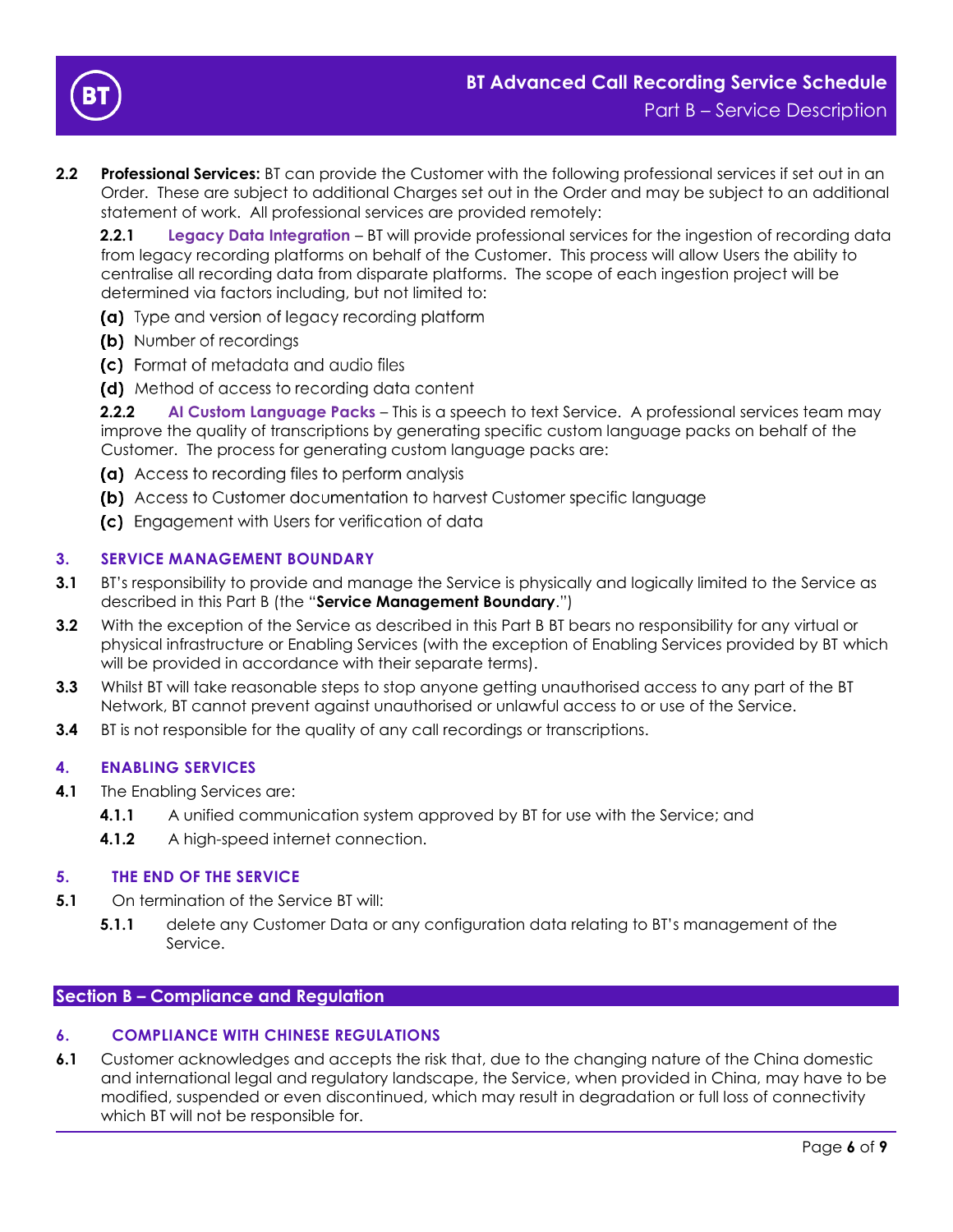**2.2** **Professional Services:** BT can provide the Customer with the following professional services if set out in an Order. These are subject to additional Charges set out in the Order and may be subject to an additional statement of work. All professional services are provided remotely:

**2.2.1** **Legacy Data Integration** – BT will provide professional services for the ingestion of recording data from legacy recording platforms on behalf of the Customer. This process will allow Users the ability to centralise all recording data from disparate platforms. The scope of each ingestion project will be determined via factors including, but not limited to:

**(a)** Type and version of legacy recording platform

**(b)** Number of recordings

**(c)** Format of metadata and audio files

**(d)** Method of access to recording data content

**2.2.2** **AI Custom Language Packs** – This is a speech to text Service. A professional services team may improve the quality of transcriptions by generating specific custom language packs on behalf of the Customer. The process for generating custom language packs are:

**(a)** Access to recording files to perform analysis

**(b)** Access to Customer documentation to harvest Customer specific language

**(c)** Engagement with Users for verification of data

## 3. SERVICE MANAGEMENT BOUNDARY

**3.1** BT's responsibility to provide and manage the Service is physically and logically limited to the Service as described in this Part B (the "**Service Management Boundary**.")

**3.2** With the exception of the Service as described in this Part B BT bears no responsibility for any virtual or physical infrastructure or Enabling Services (with the exception of Enabling Services provided by BT which will be provided in accordance with their separate terms).

**3.3** Whilst BT will take reasonable steps to stop anyone getting unauthorised access to any part of the BT Network, BT cannot prevent against unauthorised or unlawful access to or use of the Service.

**3.4** BT is not responsible for the quality of any call recordings or transcriptions.

## 4. ENABLING SERVICES

**4.1** The Enabling Services are:

**4.1.1** A unified communication system approved by BT for use with the Service; and

**4.1.2** A high-speed internet connection.

## 5. THE END OF THE SERVICE

**5.1** On termination of the Service BT will:

**5.1.1** delete any Customer Data or any configuration data relating to BT's management of the Service.

# Section B – Compliance and Regulation

## 6. COMPLIANCE WITH CHINESE REGULATIONS

**6.1** Customer acknowledges and accepts the risk that, due to the changing nature of the China domestic and international legal and regulatory landscape, the Service, when provided in China, may have to be modified, suspended or even discontinued, which may result in degradation or full loss of connectivity which BT will not be responsible for.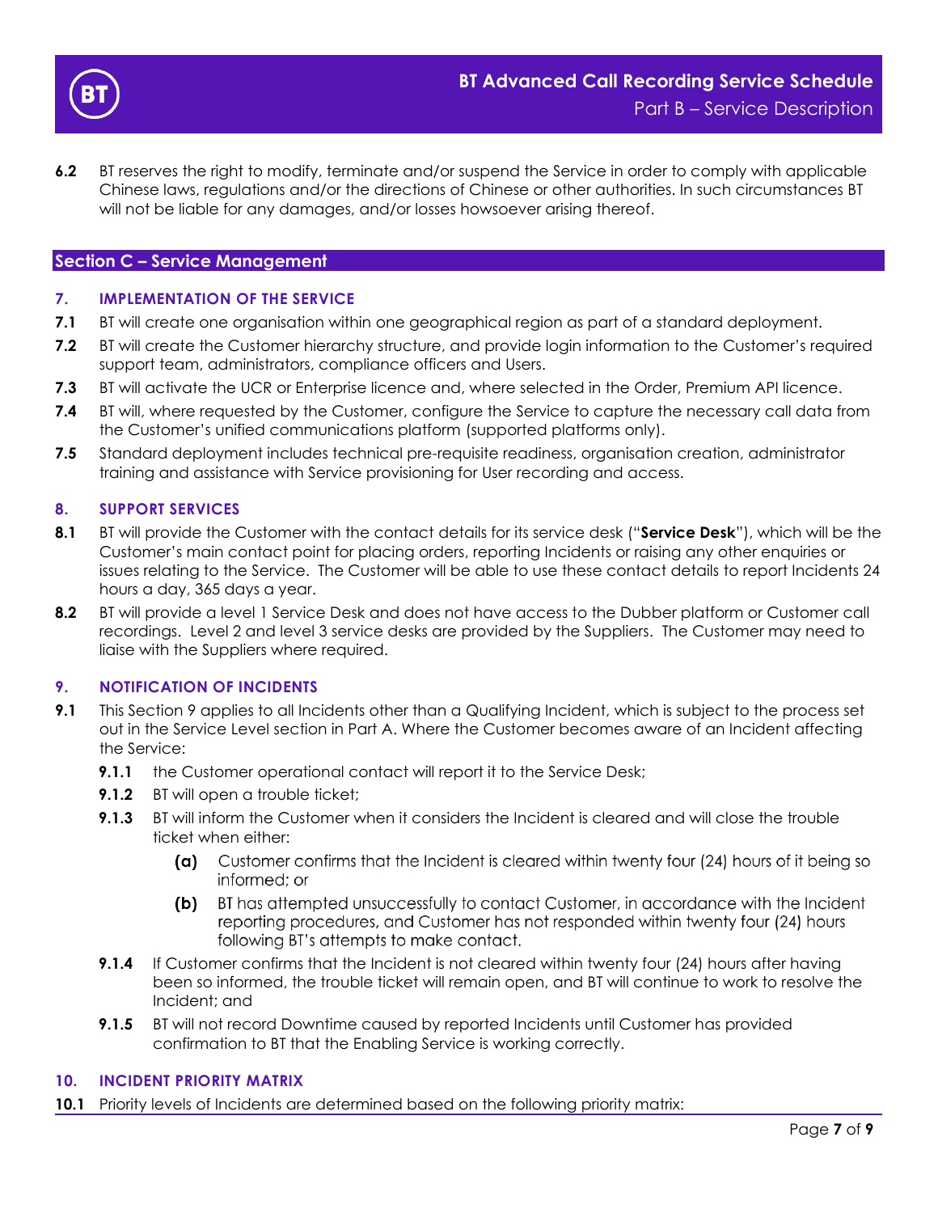**6.2** BT reserves the right to modify, terminate and/or suspend the Service in order to comply with applicable Chinese laws, regulations and/or the directions of Chinese or other authorities. In such circumstances BT will not be liable for any damages, and/or losses howsoever arising thereof.

## Section C – Service Management

### 7. IMPLEMENTATION OF THE SERVICE

**7.1** BT will create one organisation within one geographical region as part of a standard deployment.

**7.2** BT will create the Customer hierarchy structure, and provide login information to the Customer's required support team, administrators, compliance officers and Users.

**7.3** BT will activate the UCR or Enterprise licence and, where selected in the Order, Premium API licence.

**7.4** BT will, where requested by the Customer, configure the Service to capture the necessary call data from the Customer's unified communications platform (supported platforms only).

**7.5** Standard deployment includes technical pre-requisite readiness, organisation creation, administrator training and assistance with Service provisioning for User recording and access.

### 8. SUPPORT SERVICES

**8.1** BT will provide the Customer with the contact details for its service desk ("**Service Desk**"), which will be the Customer's main contact point for placing orders, reporting Incidents or raising any other enquiries or issues relating to the Service. The Customer will be able to use these contact details to report Incidents 24 hours a day, 365 days a year.

**8.2** BT will provide a level 1 Service Desk and does not have access to the Dubber platform or Customer call recordings. Level 2 and level 3 service desks are provided by the Suppliers. The Customer may need to liaise with the Suppliers where required.

### 9. NOTIFICATION OF INCIDENTS

**9.1** This Section 9 applies to all Incidents other than a Qualifying Incident, which is subject to the process set out in the Service Level section in Part A. Where the Customer becomes aware of an Incident affecting the Service:

- **9.1.1** the Customer operational contact will report it to the Service Desk;
- **9.1.2** BT will open a trouble ticket;
- **9.1.3** BT will inform the Customer when it considers the Incident is cleared and will close the trouble ticket when either:
  - **(a)** Customer confirms that the Incident is cleared within twenty four (24) hours of it being so informed; or
  - **(b)** BT has attempted unsuccessfully to contact Customer, in accordance with the Incident reporting procedures, and Customer has not responded within twenty four (24) hours following BT's attempts to make contact.
- **9.1.4** If Customer confirms that the Incident is not cleared within twenty four (24) hours after having been so informed, the trouble ticket will remain open, and BT will continue to work to resolve the Incident; and
- **9.1.5** BT will not record Downtime caused by reported Incidents until Customer has provided confirmation to BT that the Enabling Service is working correctly.

### 10. INCIDENT PRIORITY MATRIX

**10.1** Priority levels of Incidents are determined based on the following priority matrix: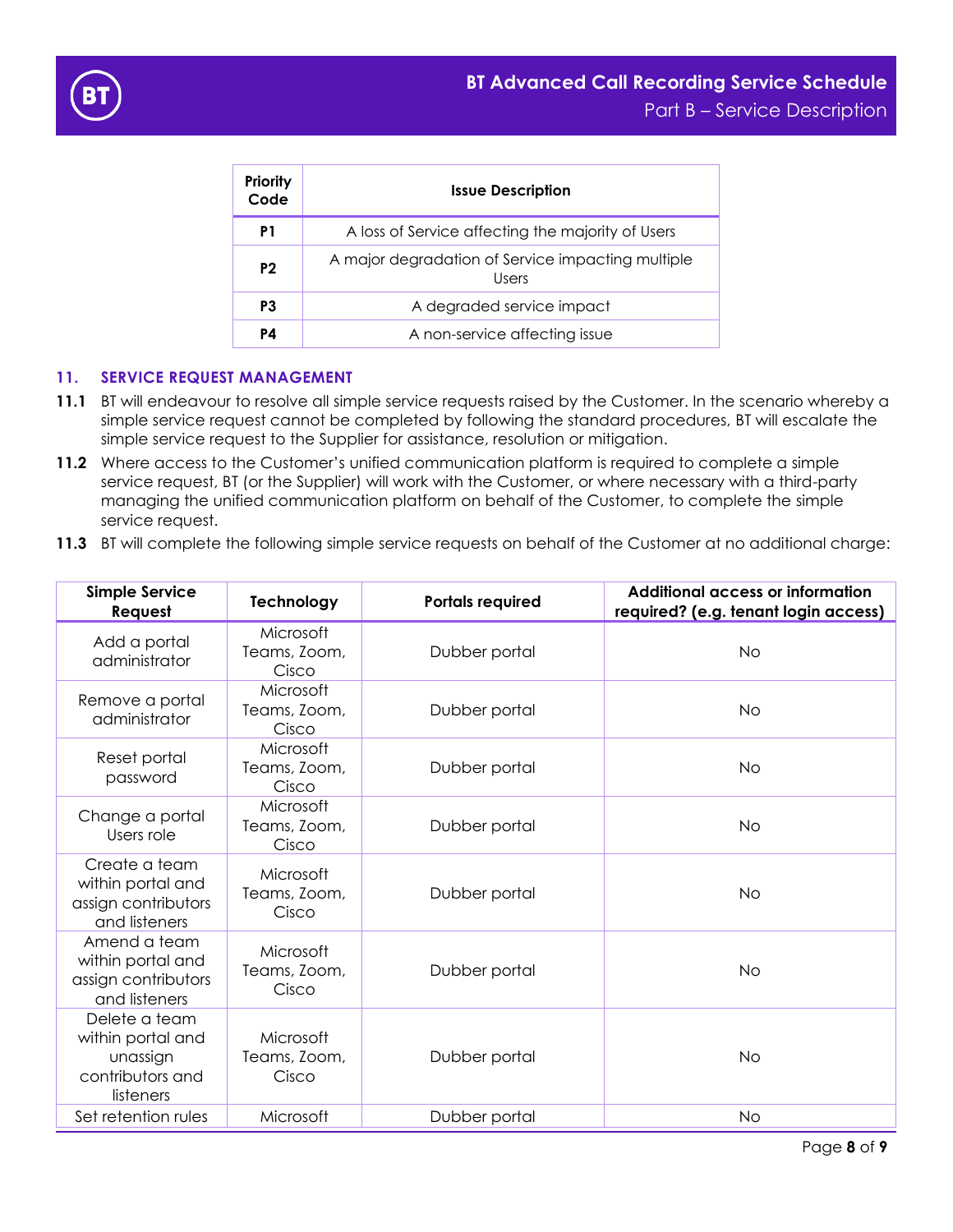| Priority Code | Issue Description |
|---|---|
| **P1** | A loss of Service affecting the majority of Users |
| **P2** | A major degradation of Service impacting multiple Users |
| **P3** | A degraded service impact |
| **P4** | A non-service affecting issue |

## 11. SERVICE REQUEST MANAGEMENT

**11.1** BT will endeavour to resolve all simple service requests raised by the Customer. In the scenario whereby a simple service request cannot be completed by following the standard procedures, BT will escalate the simple service request to the Supplier for assistance, resolution or mitigation.

**11.2** Where access to the Customer's unified communication platform is required to complete a simple service request, BT (or the Supplier) will work with the Customer, or where necessary with a third-party managing the unified communication platform on behalf of the Customer, to complete the simple service request.

**11.3** BT will complete the following simple service requests on behalf of the Customer at no additional charge:

| Simple Service Request | Technology | Portals required | Additional access or information required? (e.g. tenant login access) |
|---|---|---|---|
| Add a portal administrator | Microsoft Teams, Zoom, Cisco | Dubber portal | No |
| Remove a portal administrator | Microsoft Teams, Zoom, Cisco | Dubber portal | No |
| Reset portal password | Microsoft Teams, Zoom, Cisco | Dubber portal | No |
| Change a portal Users role | Microsoft Teams, Zoom, Cisco | Dubber portal | No |
| Create a team within portal and assign contributors and listeners | Microsoft Teams, Zoom, Cisco | Dubber portal | No |
| Amend a team within portal and assign contributors and listeners | Microsoft Teams, Zoom, Cisco | Dubber portal | No |
| Delete a team within portal and unassign contributors and listeners | Microsoft Teams, Zoom, Cisco | Dubber portal | No |
| Set retention rules | Microsoft | Dubber portal | No |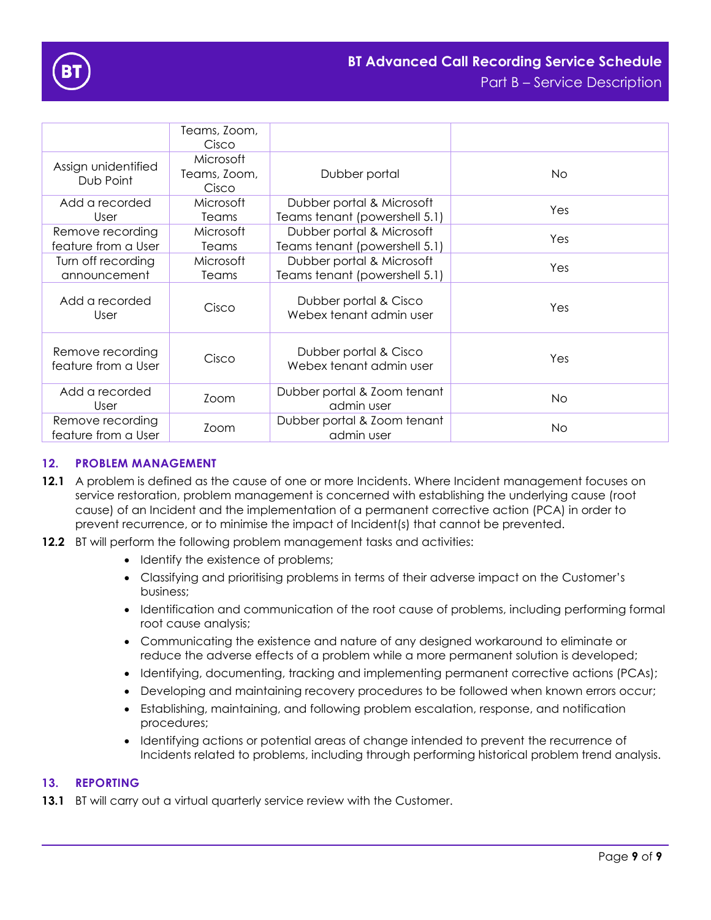| | | | |
|---|---|---|---|
| | Teams, Zoom, Cisco | | |
| Assign unidentified Dub Point | Microsoft Teams, Zoom, Cisco | Dubber portal | No |
| Add a recorded User | Microsoft Teams | Dubber portal & Microsoft Teams tenant (powershell 5.1) | Yes |
| Remove recording feature from a User | Microsoft Teams | Dubber portal & Microsoft Teams tenant (powershell 5.1) | Yes |
| Turn off recording announcement | Microsoft Teams | Dubber portal & Microsoft Teams tenant (powershell 5.1) | Yes |
| Add a recorded User | Cisco | Dubber portal & Cisco Webex tenant admin user | Yes |
| Remove recording feature from a User | Cisco | Dubber portal & Cisco Webex tenant admin user | Yes |
| Add a recorded User | Zoom | Dubber portal & Zoom tenant admin user | No |
| Remove recording feature from a User | Zoom | Dubber portal & Zoom tenant admin user | No |

## 12. PROBLEM MANAGEMENT

**12.1** A problem is defined as the cause of one or more Incidents. Where Incident management focuses on service restoration, problem management is concerned with establishing the underlying cause (root cause) of an Incident and the implementation of a permanent corrective action (PCA) in order to prevent recurrence, or to minimise the impact of Incident(s) that cannot be prevented.

**12.2** BT will perform the following problem management tasks and activities:

- Identify the existence of problems;
- Classifying and prioritising problems in terms of their adverse impact on the Customer's business;
- Identification and communication of the root cause of problems, including performing formal root cause analysis;
- Communicating the existence and nature of any designed workaround to eliminate or reduce the adverse effects of a problem while a more permanent solution is developed;
- Identifying, documenting, tracking and implementing permanent corrective actions (PCAs);
- Developing and maintaining recovery procedures to be followed when known errors occur;
- Establishing, maintaining, and following problem escalation, response, and notification procedures;
- Identifying actions or potential areas of change intended to prevent the recurrence of Incidents related to problems, including through performing historical problem trend analysis.

## 13. REPORTING

**13.1** BT will carry out a virtual quarterly service review with the Customer.